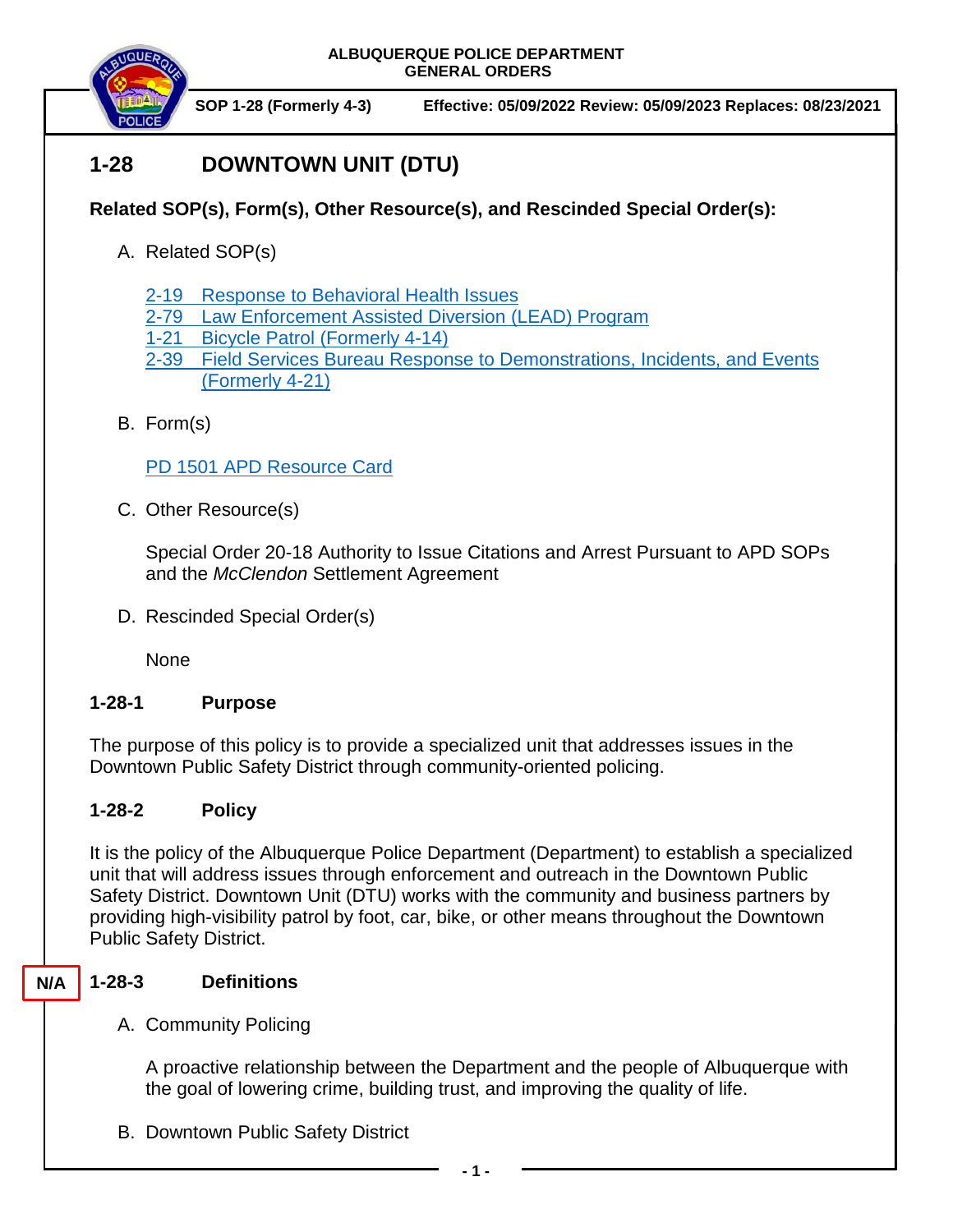ALBUQUERQUE POLICE DEPARTMENT
GENERAL ORDERS

SOP 1-28 (Formerly 4-3) Effective: 05/09/2022 Review: 05/09/2023 Replaces: 08/23/2021

# 1-28 DOWNTOWN UNIT (DTU)

**Related SOP(s), Form(s), Other Resource(s), and Rescinded Special Order(s):**

A. Related SOP(s)

2-19 Response to Behavioral Health Issues
2-79 Law Enforcement Assisted Diversion (LEAD) Program
1-21 Bicycle Patrol (Formerly 4-14)
2-39 Field Services Bureau Response to Demonstrations, Incidents, and Events (Formerly 4-21)

B. Form(s)

PD 1501 APD Resource Card

C. Other Resource(s)

Special Order 20-18 Authority to Issue Citations and Arrest Pursuant to APD SOPs and the *McClendon* Settlement Agreement

D. Rescinded Special Order(s)

None

## 1-28-1 Purpose

The purpose of this policy is to provide a specialized unit that addresses issues in the Downtown Public Safety District through community-oriented policing.

## 1-28-2 Policy

It is the policy of the Albuquerque Police Department (Department) to establish a specialized unit that will address issues through enforcement and outreach in the Downtown Public Safety District. Downtown Unit (DTU) works with the community and business partners by providing high-visibility patrol by foot, car, bike, or other means throughout the Downtown Public Safety District.

## N/A 1-28-3 Definitions

A. Community Policing

A proactive relationship between the Department and the people of Albuquerque with the goal of lowering crime, building trust, and improving the quality of life.

B. Downtown Public Safety District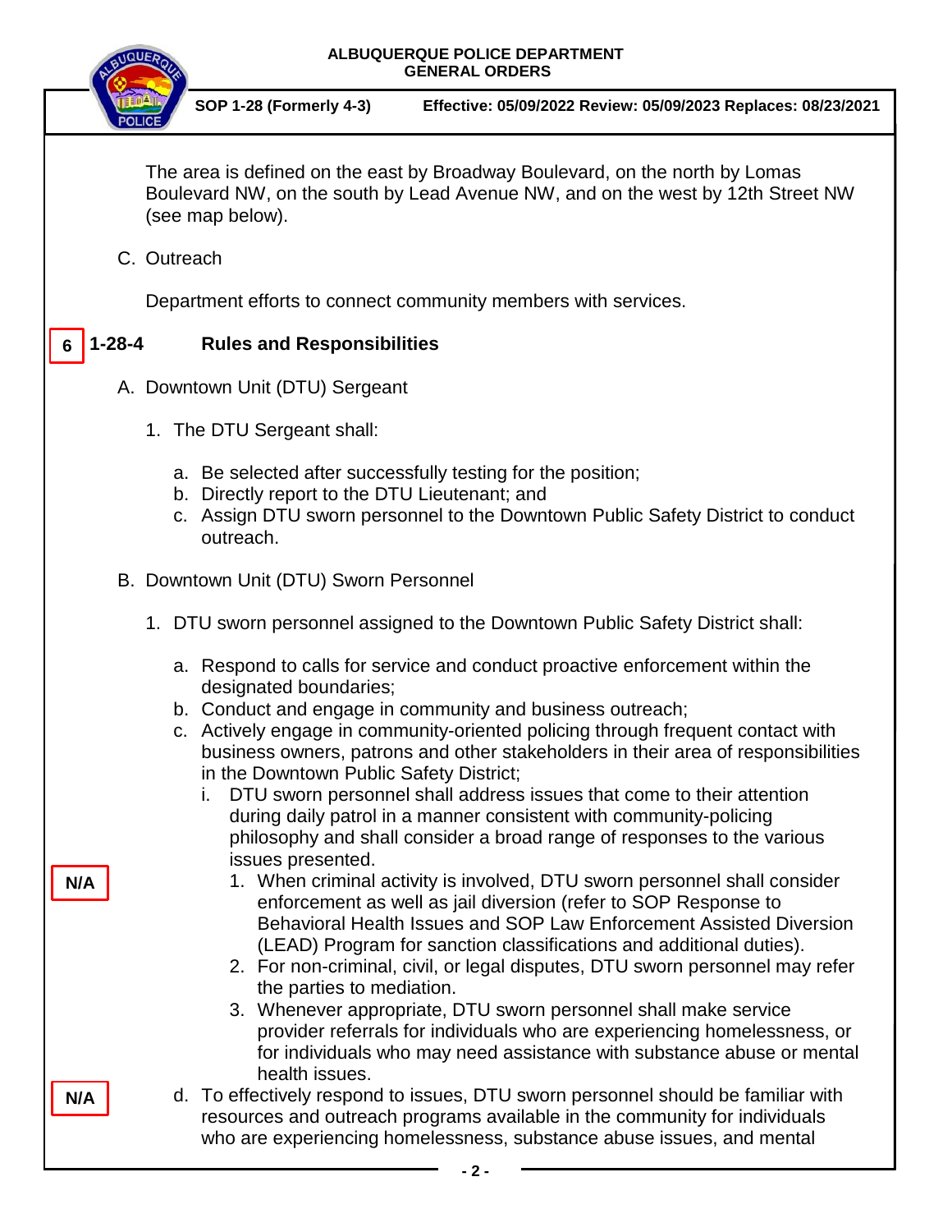The area is defined on the east by Broadway Boulevard, on the north by Lomas Boulevard NW, on the south by Lead Avenue NW, and on the west by 12th Street NW (see map below).

C. Outreach

Department efforts to connect community members with services.

6

## 1-28-4 Rules and Responsibilities

A. Downtown Unit (DTU) Sergeant

1. The DTU Sergeant shall:

    a. Be selected after successfully testing for the position;
    b. Directly report to the DTU Lieutenant; and
    c. Assign DTU sworn personnel to the Downtown Public Safety District to conduct outreach.

B. Downtown Unit (DTU) Sworn Personnel

1. DTU sworn personnel assigned to the Downtown Public Safety District shall:

    a. Respond to calls for service and conduct proactive enforcement within the designated boundaries;
    b. Conduct and engage in community and business outreach;
    c. Actively engage in community-oriented policing through frequent contact with business owners, patrons and other stakeholders in their area of responsibilities in the Downtown Public Safety District;
        i. DTU sworn personnel shall address issues that come to their attention during daily patrol in a manner consistent with community-policing philosophy and shall consider a broad range of responses to the various issues presented.

N/A

            1. When criminal activity is involved, DTU sworn personnel shall consider enforcement as well as jail diversion (refer to SOP Response to Behavioral Health Issues and SOP Law Enforcement Assisted Diversion (LEAD) Program for sanction classifications and additional duties).
            2. For non-criminal, civil, or legal disputes, DTU sworn personnel may refer the parties to mediation.
            3. Whenever appropriate, DTU sworn personnel shall make service provider referrals for individuals who are experiencing homelessness, or for individuals who may need assistance with substance abuse or mental health issues.

N/A

    d. To effectively respond to issues, DTU sworn personnel should be familiar with resources and outreach programs available in the community for individuals who are experiencing homelessness, substance abuse issues, and mental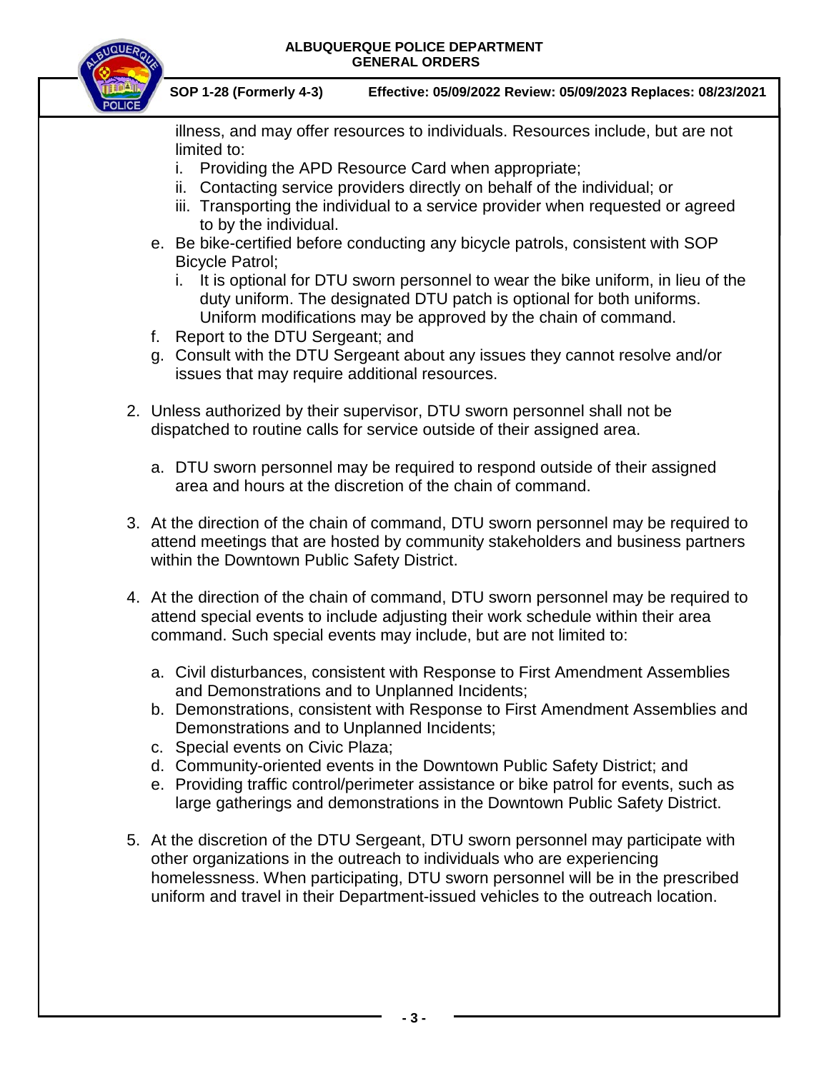illness, and may offer resources to individuals. Resources include, but are not limited to:

    i. Providing the APD Resource Card when appropriate;
    ii. Contacting service providers directly on behalf of the individual; or
    iii. Transporting the individual to a service provider when requested or agreed to by the individual.

e. Be bike-certified before conducting any bicycle patrols, consistent with SOP Bicycle Patrol;

    i. It is optional for DTU sworn personnel to wear the bike uniform, in lieu of the duty uniform. The designated DTU patch is optional for both uniforms. Uniform modifications may be approved by the chain of command.

f. Report to the DTU Sergeant; and

g. Consult with the DTU Sergeant about any issues they cannot resolve and/or issues that may require additional resources.

2. Unless authorized by their supervisor, DTU sworn personnel shall not be dispatched to routine calls for service outside of their assigned area.

    a. DTU sworn personnel may be required to respond outside of their assigned area and hours at the discretion of the chain of command.

3. At the direction of the chain of command, DTU sworn personnel may be required to attend meetings that are hosted by community stakeholders and business partners within the Downtown Public Safety District.

4. At the direction of the chain of command, DTU sworn personnel may be required to attend special events to include adjusting their work schedule within their area command. Such special events may include, but are not limited to:

    a. Civil disturbances, consistent with Response to First Amendment Assemblies and Demonstrations and to Unplanned Incidents;
    b. Demonstrations, consistent with Response to First Amendment Assemblies and Demonstrations and to Unplanned Incidents;
    c. Special events on Civic Plaza;
    d. Community-oriented events in the Downtown Public Safety District; and
    e. Providing traffic control/perimeter assistance or bike patrol for events, such as large gatherings and demonstrations in the Downtown Public Safety District.

5. At the discretion of the DTU Sergeant, DTU sworn personnel may participate with other organizations in the outreach to individuals who are experiencing homelessness. When participating, DTU sworn personnel will be in the prescribed uniform and travel in their Department-issued vehicles to the outreach location.